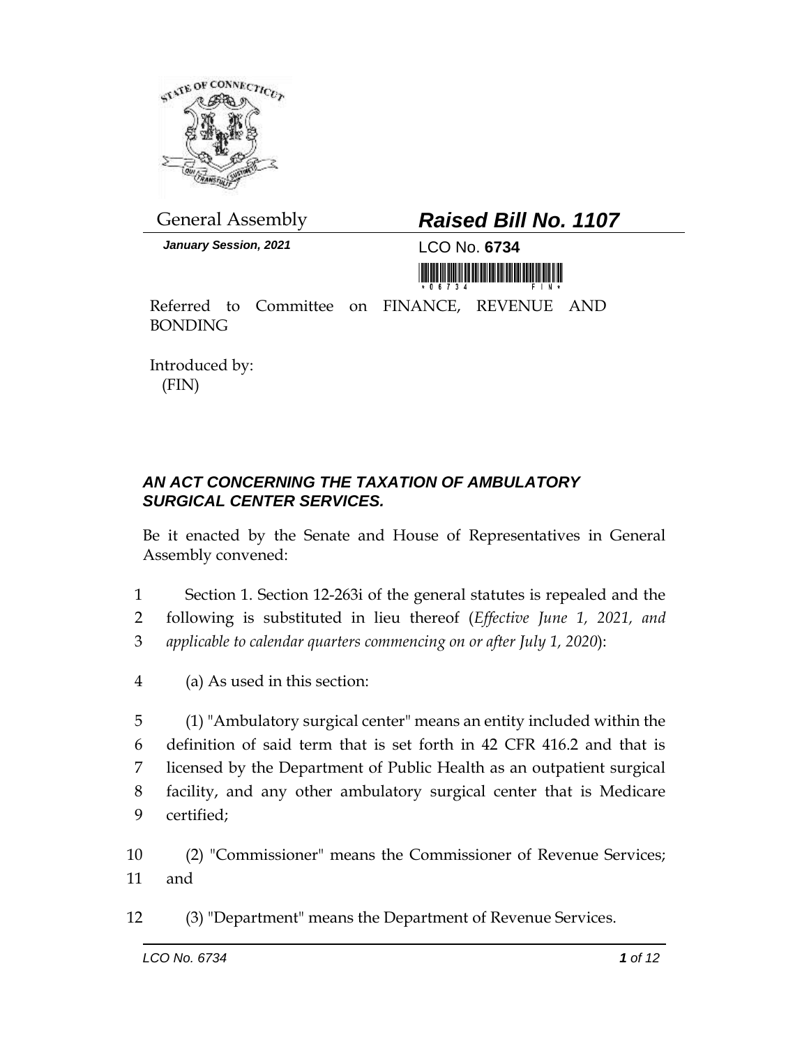General Assembly

# *Raised Bill No. 1107*

***January Session, 2021***

LCO No. **6734**

Referred to Committee on FINANCE, REVENUE AND BONDING

Introduced by:
(FIN)

## *AN ACT CONCERNING THE TAXATION OF AMBULATORY SURGICAL CENTER SERVICES.*

Be it enacted by the Senate and House of Representatives in General Assembly convened:

1 Section 1. Section 12-263i of the general statutes is repealed and the
2 following is substituted in lieu thereof (*Effective June 1, 2021, and*
3 *applicable to calendar quarters commencing on or after July 1, 2020*):

4 (a) As used in this section:

5 (1) "Ambulatory surgical center" means an entity included within the
6 definition of said term that is set forth in 42 CFR 416.2 and that is
7 licensed by the Department of Public Health as an outpatient surgical
8 facility, and any other ambulatory surgical center that is Medicare
9 certified;

10 (2) "Commissioner" means the Commissioner of Revenue Services;
11 and

12 (3) "Department" means the Department of Revenue Services.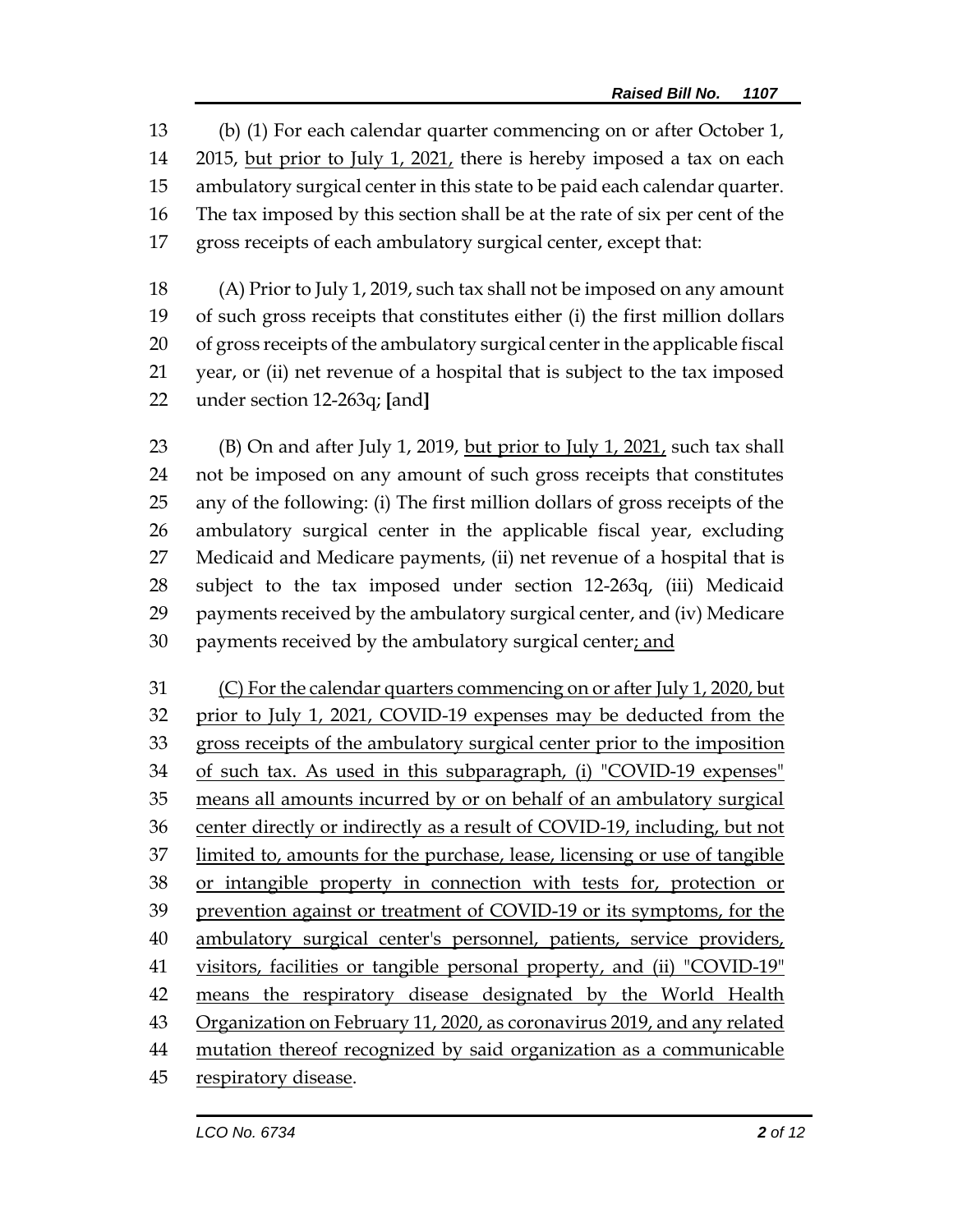13 (b) (1) For each calendar quarter commencing on or after October 1,
14 2015, <u>but prior to July 1, 2021,</u> there is hereby imposed a tax on each
15 ambulatory surgical center in this state to be paid each calendar quarter.
16 The tax imposed by this section shall be at the rate of six per cent of the
17 gross receipts of each ambulatory surgical center, except that:

18 (A) Prior to July 1, 2019, such tax shall not be imposed on any amount
19 of such gross receipts that constitutes either (i) the first million dollars
20 of gross receipts of the ambulatory surgical center in the applicable fiscal
21 year, or (ii) net revenue of a hospital that is subject to the tax imposed
22 under section 12-263q; **[**and**]**

23 (B) On and after July 1, 2019, <u>but prior to July 1, 2021,</u> such tax shall
24 not be imposed on any amount of such gross receipts that constitutes
25 any of the following: (i) The first million dollars of gross receipts of the
26 ambulatory surgical center in the applicable fiscal year, excluding
27 Medicaid and Medicare payments, (ii) net revenue of a hospital that is
28 subject to the tax imposed under section 12-263q, (iii) Medicaid
29 payments received by the ambulatory surgical center, and (iv) Medicare
30 payments received by the ambulatory surgical center<u>; and</u>

31 <u>(C) For the calendar quarters commencing on or after July 1, 2020, but</u>
32 <u>prior to July 1, 2021, COVID-19 expenses may be deducted from the</u>
33 <u>gross receipts of the ambulatory surgical center prior to the imposition</u>
34 <u>of such tax. As used in this subparagraph, (i) "COVID-19 expenses"</u>
35 <u>means all amounts incurred by or on behalf of an ambulatory surgical</u>
36 <u>center directly or indirectly as a result of COVID-19, including, but not</u>
37 <u>limited to, amounts for the purchase, lease, licensing or use of tangible</u>
38 <u>or intangible property in connection with tests for, protection or</u>
39 <u>prevention against or treatment of COVID-19 or its symptoms, for the</u>
40 <u>ambulatory surgical center's personnel, patients, service providers,</u>
41 <u>visitors, facilities or tangible personal property, and (ii) "COVID-19"</u>
42 <u>means the respiratory disease designated by the World Health</u>
43 <u>Organization on February 11, 2020, as coronavirus 2019, and any related</u>
44 <u>mutation thereof recognized by said organization as a communicable</u>
45 <u>respiratory disease</u>.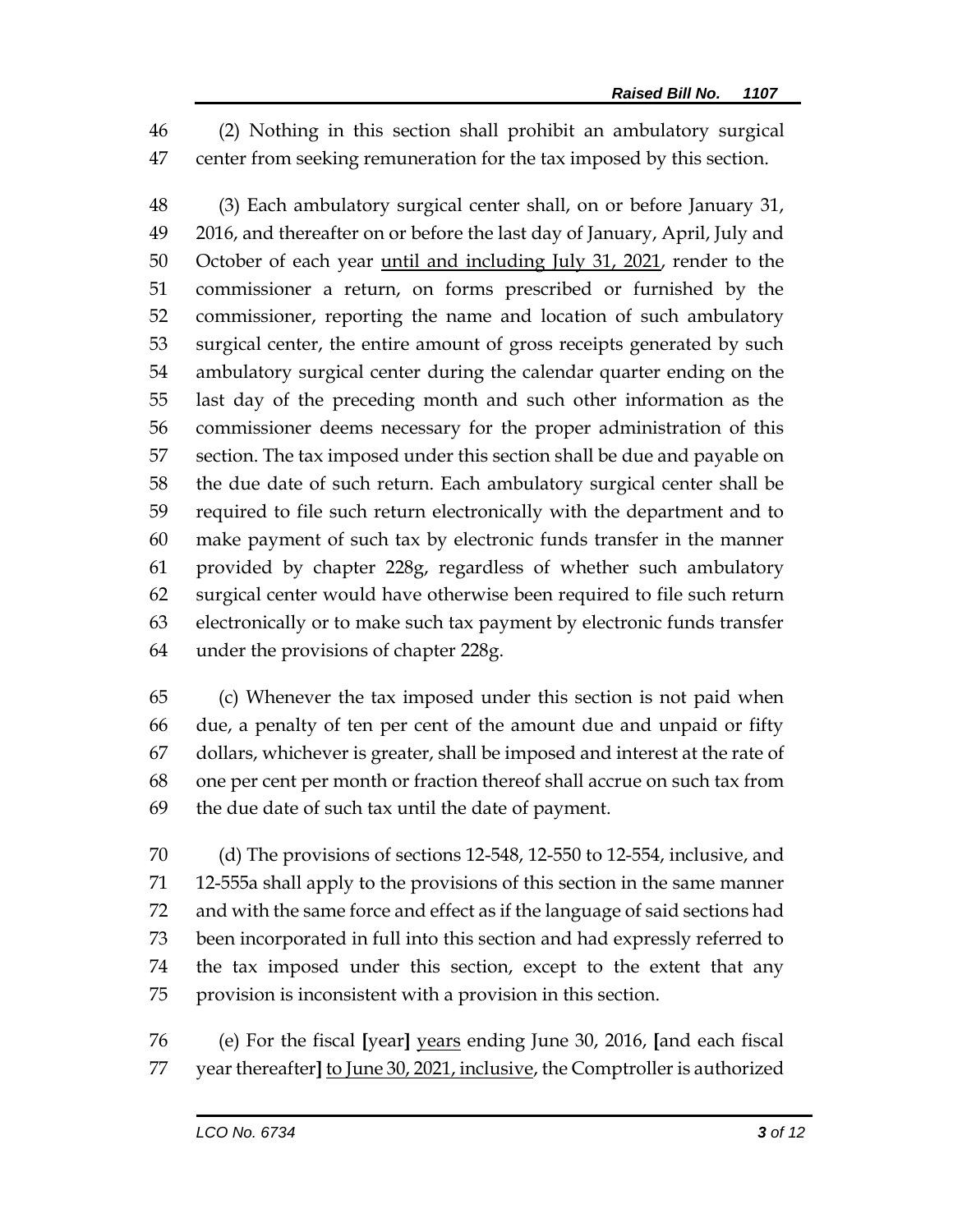(2) Nothing in this section shall prohibit an ambulatory surgical center from seeking remuneration for the tax imposed by this section.

(3) Each ambulatory surgical center shall, on or before January 31, 2016, and thereafter on or before the last day of January, April, July and October of each year <u>until and including July 31, 2021</u>, render to the commissioner a return, on forms prescribed or furnished by the commissioner, reporting the name and location of such ambulatory surgical center, the entire amount of gross receipts generated by such ambulatory surgical center during the calendar quarter ending on the last day of the preceding month and such other information as the commissioner deems necessary for the proper administration of this section. The tax imposed under this section shall be due and payable on the due date of such return. Each ambulatory surgical center shall be required to file such return electronically with the department and to make payment of such tax by electronic funds transfer in the manner provided by chapter 228g, regardless of whether such ambulatory surgical center would have otherwise been required to file such return electronically or to make such tax payment by electronic funds transfer under the provisions of chapter 228g.

(c) Whenever the tax imposed under this section is not paid when due, a penalty of ten per cent of the amount due and unpaid or fifty dollars, whichever is greater, shall be imposed and interest at the rate of one per cent per month or fraction thereof shall accrue on such tax from the due date of such tax until the date of payment.

(d) The provisions of sections 12-548, 12-550 to 12-554, inclusive, and 12-555a shall apply to the provisions of this section in the same manner and with the same force and effect as if the language of said sections had been incorporated in full into this section and had expressly referred to the tax imposed under this section, except to the extent that any provision is inconsistent with a provision in this section.

(e) For the fiscal **[**year**]** <u>years</u> ending June 30, 2016, **[**and each fiscal year thereafter**]** <u>to June 30, 2021, inclusive</u>, the Comptroller is authorized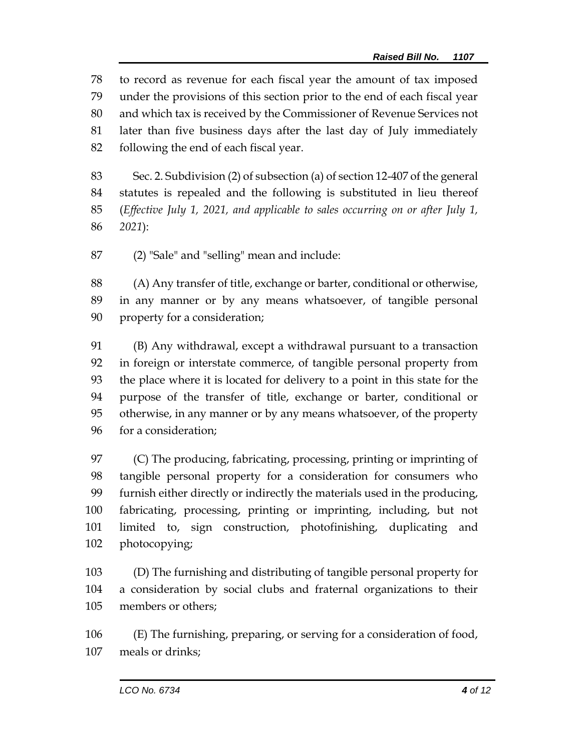78 to record as revenue for each fiscal year the amount of tax imposed
79 under the provisions of this section prior to the end of each fiscal year
80 and which tax is received by the Commissioner of Revenue Services not
81 later than five business days after the last day of July immediately
82 following the end of each fiscal year.

83 Sec. 2. Subdivision (2) of subsection (a) of section 12-407 of the general
84 statutes is repealed and the following is substituted in lieu thereof
85 (*Effective July 1, 2021, and applicable to sales occurring on or after July 1,*
86 *2021*):

87 (2) "Sale" and "selling" mean and include:

88 (A) Any transfer of title, exchange or barter, conditional or otherwise,
89 in any manner or by any means whatsoever, of tangible personal
90 property for a consideration;

91 (B) Any withdrawal, except a withdrawal pursuant to a transaction
92 in foreign or interstate commerce, of tangible personal property from
93 the place where it is located for delivery to a point in this state for the
94 purpose of the transfer of title, exchange or barter, conditional or
95 otherwise, in any manner or by any means whatsoever, of the property
96 for a consideration;

97 (C) The producing, fabricating, processing, printing or imprinting of
98 tangible personal property for a consideration for consumers who
99 furnish either directly or indirectly the materials used in the producing,
100 fabricating, processing, printing or imprinting, including, but not
101 limited to, sign construction, photofinishing, duplicating and
102 photocopying;

103 (D) The furnishing and distributing of tangible personal property for
104 a consideration by social clubs and fraternal organizations to their
105 members or others;

106 (E) The furnishing, preparing, or serving for a consideration of food,
107 meals or drinks;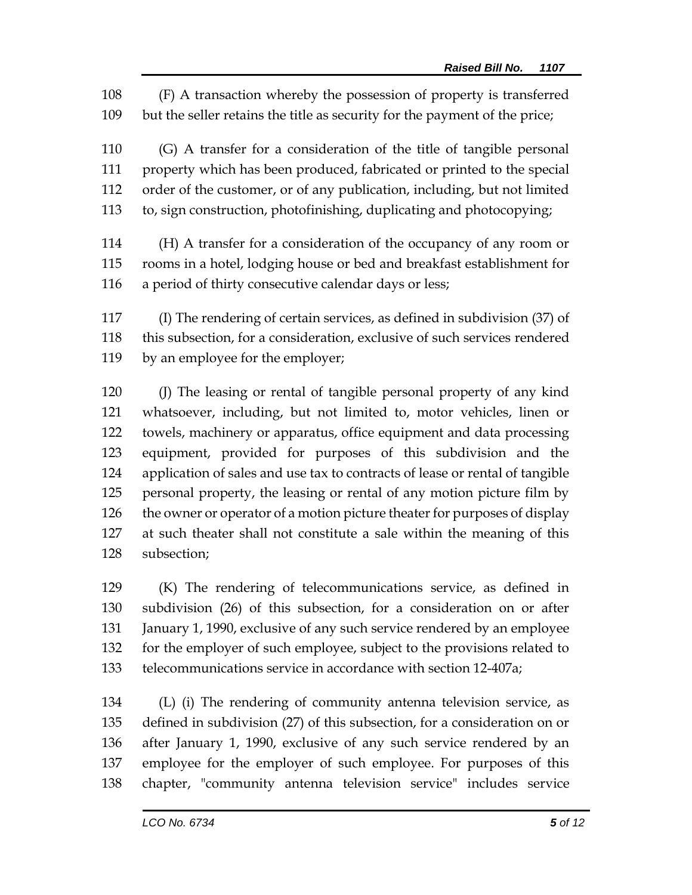(F) A transaction whereby the possession of property is transferred but the seller retains the title as security for the payment of the price;

(G) A transfer for a consideration of the title of tangible personal property which has been produced, fabricated or printed to the special order of the customer, or of any publication, including, but not limited to, sign construction, photofinishing, duplicating and photocopying;

(H) A transfer for a consideration of the occupancy of any room or rooms in a hotel, lodging house or bed and breakfast establishment for a period of thirty consecutive calendar days or less;

(I) The rendering of certain services, as defined in subdivision (37) of this subsection, for a consideration, exclusive of such services rendered by an employee for the employer;

(J) The leasing or rental of tangible personal property of any kind whatsoever, including, but not limited to, motor vehicles, linen or towels, machinery or apparatus, office equipment and data processing equipment, provided for purposes of this subdivision and the application of sales and use tax to contracts of lease or rental of tangible personal property, the leasing or rental of any motion picture film by the owner or operator of a motion picture theater for purposes of display at such theater shall not constitute a sale within the meaning of this subsection;

(K) The rendering of telecommunications service, as defined in subdivision (26) of this subsection, for a consideration on or after January 1, 1990, exclusive of any such service rendered by an employee for the employer of such employee, subject to the provisions related to telecommunications service in accordance with section 12-407a;

(L) (i) The rendering of community antenna television service, as defined in subdivision (27) of this subsection, for a consideration on or after January 1, 1990, exclusive of any such service rendered by an employee for the employer of such employee. For purposes of this chapter, "community antenna television service" includes service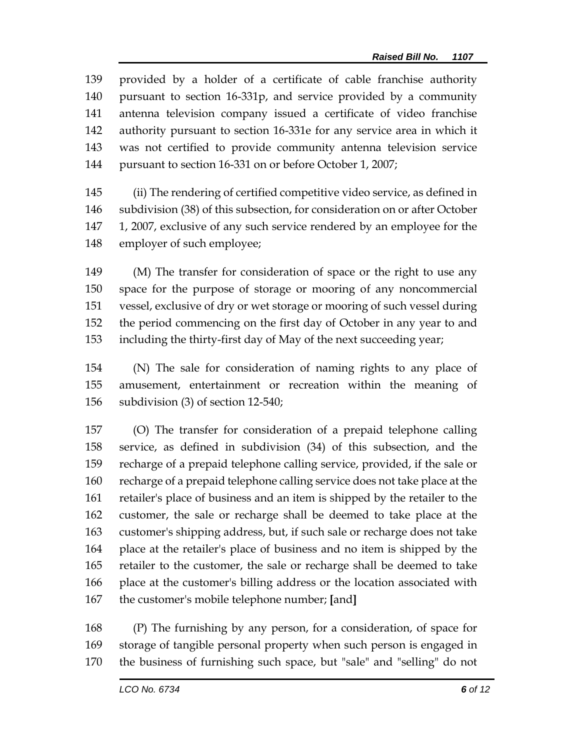provided by a holder of a certificate of cable franchise authority pursuant to section 16-331p, and service provided by a community antenna television company issued a certificate of video franchise authority pursuant to section 16-331e for any service area in which it was not certified to provide community antenna television service pursuant to section 16-331 on or before October 1, 2007;

(ii) The rendering of certified competitive video service, as defined in subdivision (38) of this subsection, for consideration on or after October 1, 2007, exclusive of any such service rendered by an employee for the employer of such employee;

(M) The transfer for consideration of space or the right to use any space for the purpose of storage or mooring of any noncommercial vessel, exclusive of dry or wet storage or mooring of such vessel during the period commencing on the first day of October in any year to and including the thirty-first day of May of the next succeeding year;

(N) The sale for consideration of naming rights to any place of amusement, entertainment or recreation within the meaning of subdivision (3) of section 12-540;

(O) The transfer for consideration of a prepaid telephone calling service, as defined in subdivision (34) of this subsection, and the recharge of a prepaid telephone calling service, provided, if the sale or recharge of a prepaid telephone calling service does not take place at the retailer's place of business and an item is shipped by the retailer to the customer, the sale or recharge shall be deemed to take place at the customer's shipping address, but, if such sale or recharge does not take place at the retailer's place of business and no item is shipped by the retailer to the customer, the sale or recharge shall be deemed to take place at the customer's billing address or the location associated with the customer's mobile telephone number; **[**and**]**

(P) The furnishing by any person, for a consideration, of space for storage of tangible personal property when such person is engaged in the business of furnishing such space, but "sale" and "selling" do not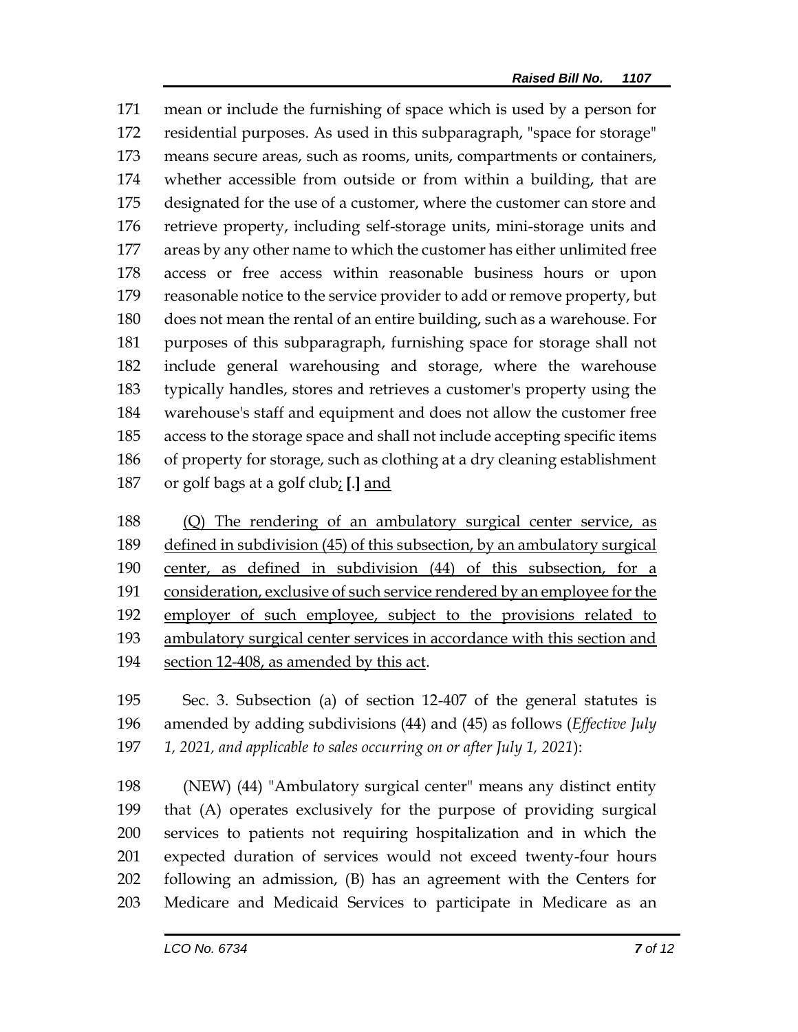mean or include the furnishing of space which is used by a person for residential purposes. As used in this subparagraph, "space for storage" means secure areas, such as rooms, units, compartments or containers, whether accessible from outside or from within a building, that are designated for the use of a customer, where the customer can store and retrieve property, including self-storage units, mini-storage units and areas by any other name to which the customer has either unlimited free access or free access within reasonable business hours or upon reasonable notice to the service provider to add or remove property, but does not mean the rental of an entire building, such as a warehouse. For purposes of this subparagraph, furnishing space for storage shall not include general warehousing and storage, where the warehouse typically handles, stores and retrieves a customer's property using the warehouse's staff and equipment and does not allow the customer free access to the storage space and shall not include accepting specific items of property for storage, such as clothing at a dry cleaning establishment or golf bags at a golf club; **[**.**]** and

(Q) The rendering of an ambulatory surgical center service, as defined in subdivision (45) of this subsection, by an ambulatory surgical center, as defined in subdivision (44) of this subsection, for a consideration, exclusive of such service rendered by an employee for the employer of such employee, subject to the provisions related to ambulatory surgical center services in accordance with this section and section 12-408, as amended by this act.

Sec. 3. Subsection (a) of section 12-407 of the general statutes is amended by adding subdivisions (44) and (45) as follows (*Effective July 1, 2021, and applicable to sales occurring on or after July 1, 2021*):

(NEW) (44) "Ambulatory surgical center" means any distinct entity that (A) operates exclusively for the purpose of providing surgical services to patients not requiring hospitalization and in which the expected duration of services would not exceed twenty-four hours following an admission, (B) has an agreement with the Centers for Medicare and Medicaid Services to participate in Medicare as an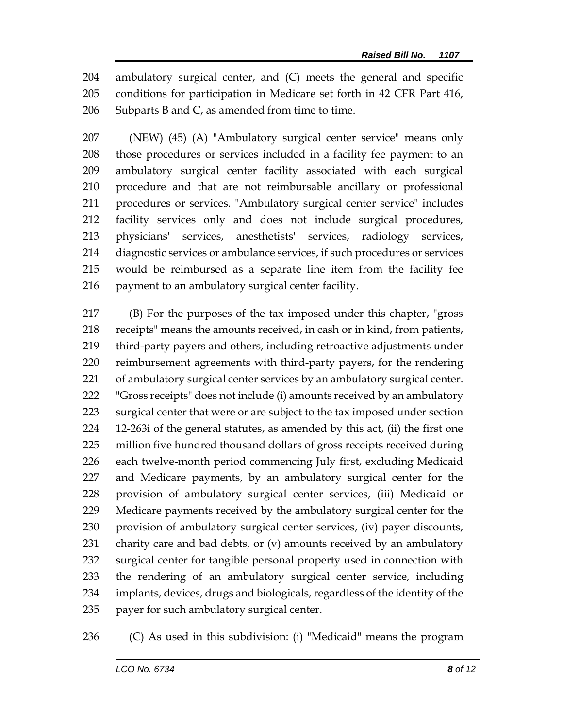ambulatory surgical center, and (C) meets the general and specific conditions for participation in Medicare set forth in 42 CFR Part 416, Subparts B and C, as amended from time to time.

(NEW) (45) (A) "Ambulatory surgical center service" means only those procedures or services included in a facility fee payment to an ambulatory surgical center facility associated with each surgical procedure and that are not reimbursable ancillary or professional procedures or services. "Ambulatory surgical center service" includes facility services only and does not include surgical procedures, physicians' services, anesthetists' services, radiology services, diagnostic services or ambulance services, if such procedures or services would be reimbursed as a separate line item from the facility fee payment to an ambulatory surgical center facility.

(B) For the purposes of the tax imposed under this chapter, "gross receipts" means the amounts received, in cash or in kind, from patients, third-party payers and others, including retroactive adjustments under reimbursement agreements with third-party payers, for the rendering of ambulatory surgical center services by an ambulatory surgical center. "Gross receipts" does not include (i) amounts received by an ambulatory surgical center that were or are subject to the tax imposed under section 12-263i of the general statutes, as amended by this act, (ii) the first one million five hundred thousand dollars of gross receipts received during each twelve-month period commencing July first, excluding Medicaid and Medicare payments, by an ambulatory surgical center for the provision of ambulatory surgical center services, (iii) Medicaid or Medicare payments received by the ambulatory surgical center for the provision of ambulatory surgical center services, (iv) payer discounts, charity care and bad debts, or (v) amounts received by an ambulatory surgical center for tangible personal property used in connection with the rendering of an ambulatory surgical center service, including implants, devices, drugs and biologicals, regardless of the identity of the payer for such ambulatory surgical center.

(C) As used in this subdivision: (i) "Medicaid" means the program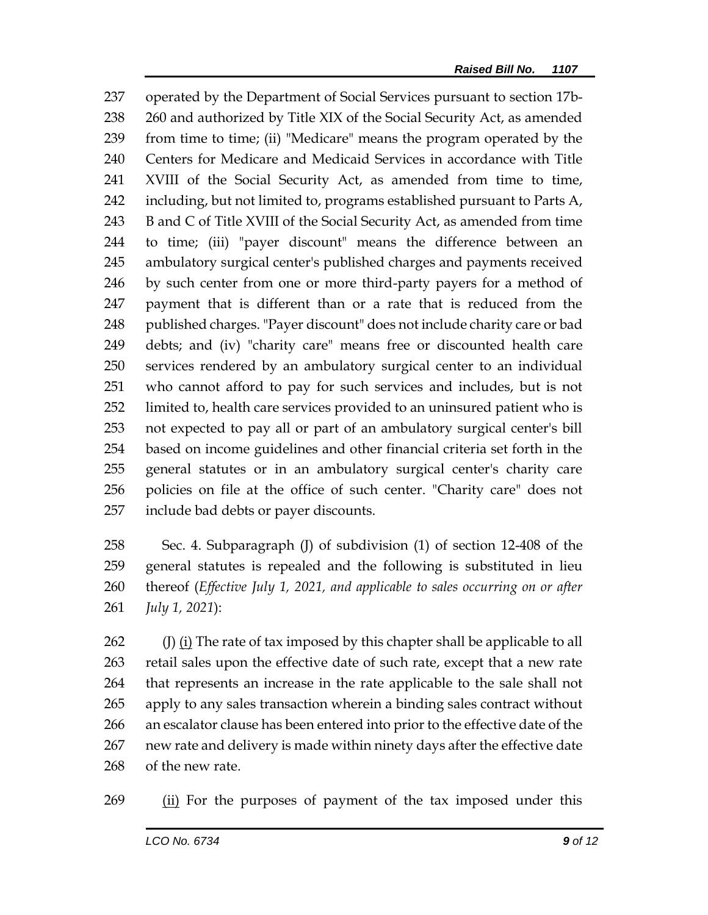237 operated by the Department of Social Services pursuant to section 17b-
238 260 and authorized by Title XIX of the Social Security Act, as amended
239 from time to time; (ii) "Medicare" means the program operated by the
240 Centers for Medicare and Medicaid Services in accordance with Title
241 XVIII of the Social Security Act, as amended from time to time,
242 including, but not limited to, programs established pursuant to Parts A,
243 B and C of Title XVIII of the Social Security Act, as amended from time
244 to time; (iii) "payer discount" means the difference between an
245 ambulatory surgical center's published charges and payments received
246 by such center from one or more third-party payers for a method of
247 payment that is different than or a rate that is reduced from the
248 published charges. "Payer discount" does not include charity care or bad
249 debts; and (iv) "charity care" means free or discounted health care
250 services rendered by an ambulatory surgical center to an individual
251 who cannot afford to pay for such services and includes, but is not
252 limited to, health care services provided to an uninsured patient who is
253 not expected to pay all or part of an ambulatory surgical center's bill
254 based on income guidelines and other financial criteria set forth in the
255 general statutes or in an ambulatory surgical center's charity care
256 policies on file at the office of such center. "Charity care" does not
257 include bad debts or payer discounts.

258 Sec. 4. Subparagraph (J) of subdivision (1) of section 12-408 of the
259 general statutes is repealed and the following is substituted in lieu
260 thereof (*Effective July 1, 2021, and applicable to sales occurring on or after*
261 *July 1, 2021*):

262 (J) <u>(i)</u> The rate of tax imposed by this chapter shall be applicable to all
263 retail sales upon the effective date of such rate, except that a new rate
264 that represents an increase in the rate applicable to the sale shall not
265 apply to any sales transaction wherein a binding sales contract without
266 an escalator clause has been entered into prior to the effective date of the
267 new rate and delivery is made within ninety days after the effective date
268 of the new rate.

269 <u>(ii)</u> For the purposes of payment of the tax imposed under this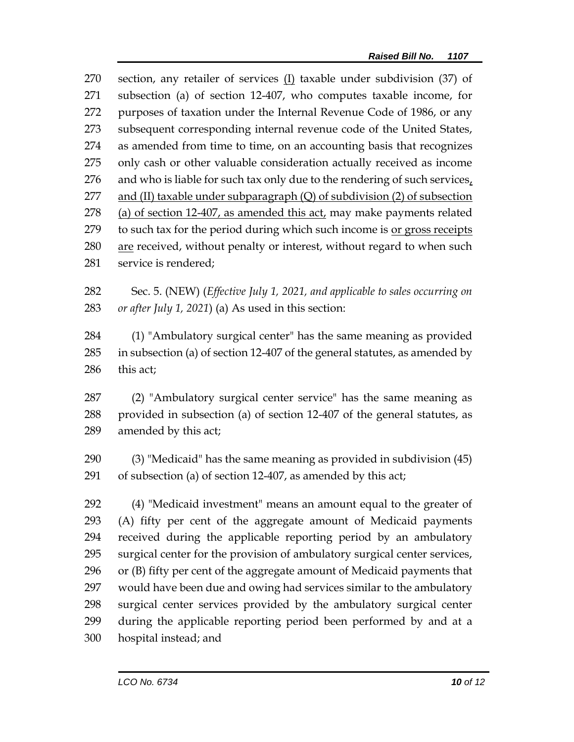section, any retailer of services <u>(I)</u> taxable under subdivision (37) of subsection (a) of section 12-407, who computes taxable income, for purposes of taxation under the Internal Revenue Code of 1986, or any subsequent corresponding internal revenue code of the United States, as amended from time to time, on an accounting basis that recognizes only cash or other valuable consideration actually received as income and who is liable for such tax only due to the rendering of such services<u>, and (II) taxable under subparagraph (Q) of subdivision (2) of subsection (a) of section 12-407, as amended this act,</u> may make payments related to such tax for the period during which such income is <u>or gross receipts are</u> received, without penalty or interest, without regard to when such service is rendered;

Sec. 5. (NEW) (*Effective July 1, 2021, and applicable to sales occurring on or after July 1, 2021*) (a) As used in this section:

(1) "Ambulatory surgical center" has the same meaning as provided in subsection (a) of section 12-407 of the general statutes, as amended by this act;

(2) "Ambulatory surgical center service" has the same meaning as provided in subsection (a) of section 12-407 of the general statutes, as amended by this act;

(3) "Medicaid" has the same meaning as provided in subdivision (45) of subsection (a) of section 12-407, as amended by this act;

(4) "Medicaid investment" means an amount equal to the greater of (A) fifty per cent of the aggregate amount of Medicaid payments received during the applicable reporting period by an ambulatory surgical center for the provision of ambulatory surgical center services, or (B) fifty per cent of the aggregate amount of Medicaid payments that would have been due and owing had services similar to the ambulatory surgical center services provided by the ambulatory surgical center during the applicable reporting period been performed by and at a hospital instead; and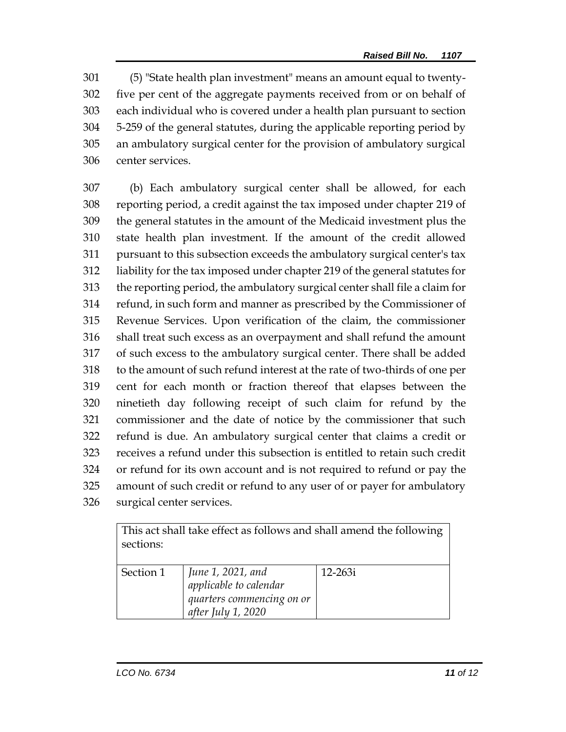(5) "State health plan investment" means an amount equal to twenty-five per cent of the aggregate payments received from or on behalf of each individual who is covered under a health plan pursuant to section 5-259 of the general statutes, during the applicable reporting period by an ambulatory surgical center for the provision of ambulatory surgical center services.

(b) Each ambulatory surgical center shall be allowed, for each reporting period, a credit against the tax imposed under chapter 219 of the general statutes in the amount of the Medicaid investment plus the state health plan investment. If the amount of the credit allowed pursuant to this subsection exceeds the ambulatory surgical center's tax liability for the tax imposed under chapter 219 of the general statutes for the reporting period, the ambulatory surgical center shall file a claim for refund, in such form and manner as prescribed by the Commissioner of Revenue Services. Upon verification of the claim, the commissioner shall treat such excess as an overpayment and shall refund the amount of such excess to the ambulatory surgical center. There shall be added to the amount of such refund interest at the rate of two-thirds of one per cent for each month or fraction thereof that elapses between the ninetieth day following receipt of such claim for refund by the commissioner and the date of notice by the commissioner that such refund is due. An ambulatory surgical center that claims a credit or receives a refund under this subsection is entitled to retain such credit or refund for its own account and is not required to refund or pay the amount of such credit or refund to any user of or payer for ambulatory surgical center services.

| This act shall take effect as follows and shall amend the following sections: | | |
|---|---|---|
| Section 1 | *June 1, 2021, and applicable to calendar quarters commencing on or after July 1, 2020* | 12-263i |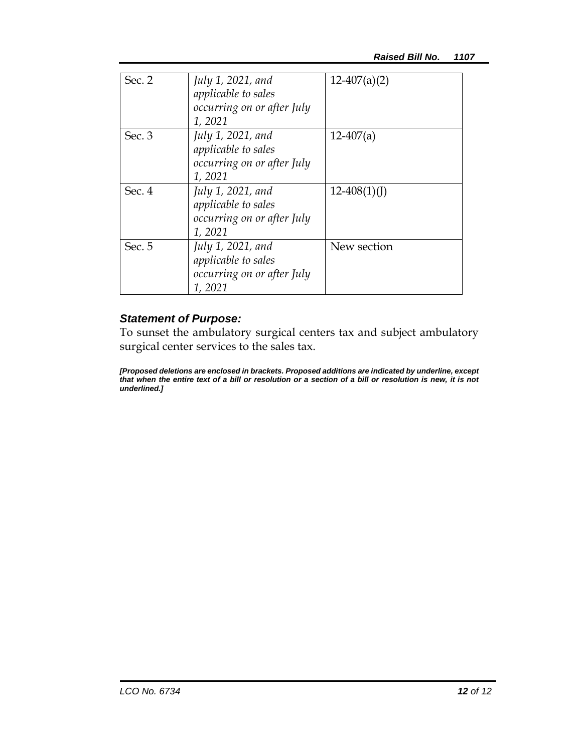| | | |
|---|---|---|
| Sec. 2 | *July 1, 2021, and applicable to sales occurring on or after July 1, 2021* | 12-407(a)(2) |
| Sec. 3 | *July 1, 2021, and applicable to sales occurring on or after July 1, 2021* | 12-407(a) |
| Sec. 4 | *July 1, 2021, and applicable to sales occurring on or after July 1, 2021* | 12-408(1)(J) |
| Sec. 5 | *July 1, 2021, and applicable to sales occurring on or after July 1, 2021* | New section |

### *Statement of Purpose:*

To sunset the ambulatory surgical centers tax and subject ambulatory surgical center services to the sales tax.

***[Proposed deletions are enclosed in brackets. Proposed additions are indicated by underline, except that when the entire text of a bill or resolution or a section of a bill or resolution is new, it is not underlined.]***